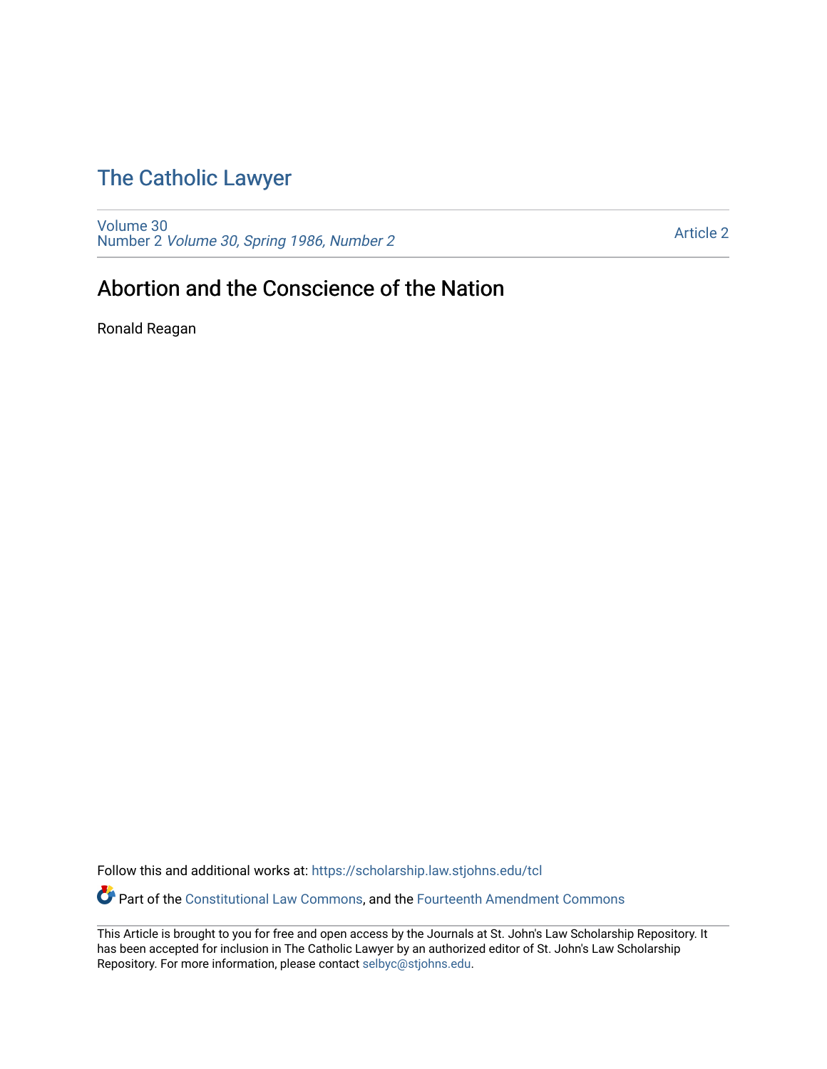# The Catholic Lawyer

Volume 30
Number 2 *Volume 30, Spring 1986, Number 2*

Article 2

## Abortion and the Conscience of the Nation

Ronald Reagan

Follow this and additional works at: https://scholarship.law.stjohns.edu/tcl

Part of the Constitutional Law Commons, and the Fourteenth Amendment Commons

This Article is brought to you for free and open access by the Journals at St. John's Law Scholarship Repository. It has been accepted for inclusion in The Catholic Lawyer by an authorized editor of St. John's Law Scholarship Repository. For more information, please contact selbyc@stjohns.edu.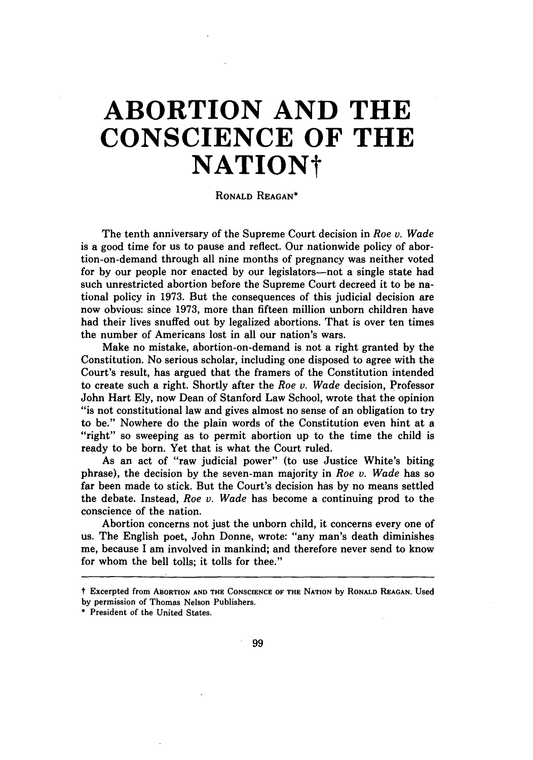# ABORTION AND THE CONSCIENCE OF THE NATION†

RONALD REAGAN*

The tenth anniversary of the Supreme Court decision in *Roe v. Wade* is a good time for us to pause and reflect. Our nationwide policy of abortion-on-demand through all nine months of pregnancy was neither voted for by our people nor enacted by our legislators—not a single state had such unrestricted abortion before the Supreme Court decreed it to be national policy in 1973. But the consequences of this judicial decision are now obvious: since 1973, more than fifteen million unborn children have had their lives snuffed out by legalized abortions. That is over ten times the number of Americans lost in all our nation's wars.

Make no mistake, abortion-on-demand is not a right granted by the Constitution. No serious scholar, including one disposed to agree with the Court's result, has argued that the framers of the Constitution intended to create such a right. Shortly after the *Roe v. Wade* decision, Professor John Hart Ely, now Dean of Stanford Law School, wrote that the opinion "is not constitutional law and gives almost no sense of an obligation to try to be." Nowhere do the plain words of the Constitution even hint at a "right" so sweeping as to permit abortion up to the time the child is ready to be born. Yet that is what the Court ruled.

As an act of "raw judicial power" (to use Justice White's biting phrase), the decision by the seven-man majority in *Roe v. Wade* has so far been made to stick. But the Court's decision has by no means settled the debate. Instead, *Roe v. Wade* has become a continuing prod to the conscience of the nation.

Abortion concerns not just the unborn child, it concerns every one of us. The English poet, John Donne, wrote: "any man's death diminishes me, because I am involved in mankind; and therefore never send to know for whom the bell tolls; it tolls for thee."

---

† Excerpted from ABORTION AND THE CONSCIENCE OF THE NATION by RONALD REAGAN. Used by permission of Thomas Nelson Publishers.

\* President of the United States.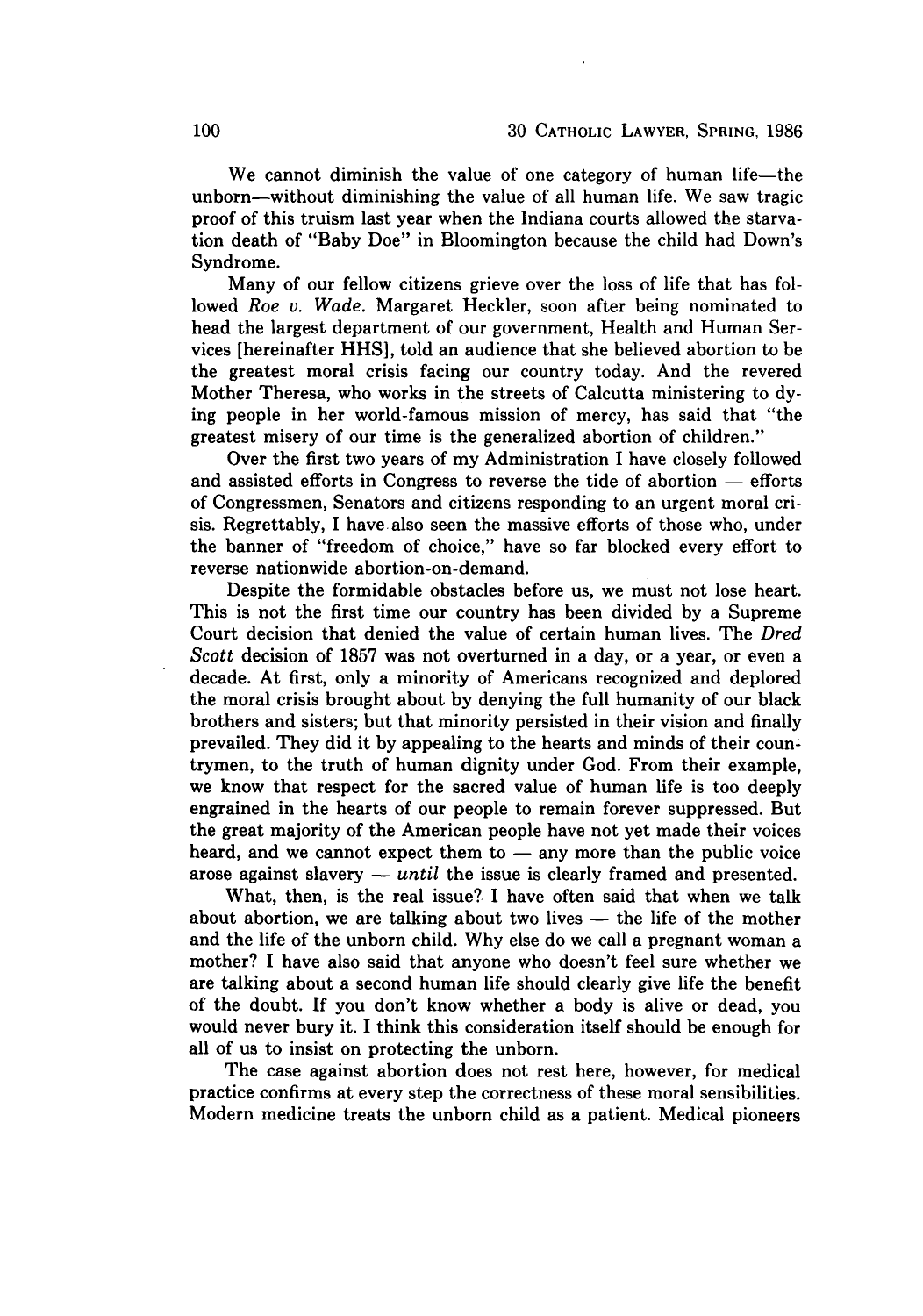We cannot diminish the value of one category of human life—the unborn—without diminishing the value of all human life. We saw tragic proof of this truism last year when the Indiana courts allowed the starvation death of "Baby Doe" in Bloomington because the child had Down's Syndrome.

Many of our fellow citizens grieve over the loss of life that has followed *Roe v. Wade*. Margaret Heckler, soon after being nominated to head the largest department of our government, Health and Human Services [hereinafter HHS], told an audience that she believed abortion to be the greatest moral crisis facing our country today. And the revered Mother Theresa, who works in the streets of Calcutta ministering to dying people in her world-famous mission of mercy, has said that "the greatest misery of our time is the generalized abortion of children."

Over the first two years of my Administration I have closely followed and assisted efforts in Congress to reverse the tide of abortion — efforts of Congressmen, Senators and citizens responding to an urgent moral crisis. Regrettably, I have also seen the massive efforts of those who, under the banner of "freedom of choice," have so far blocked every effort to reverse nationwide abortion-on-demand.

Despite the formidable obstacles before us, we must not lose heart. This is not the first time our country has been divided by a Supreme Court decision that denied the value of certain human lives. The *Dred Scott* decision of 1857 was not overturned in a day, or a year, or even a decade. At first, only a minority of Americans recognized and deplored the moral crisis brought about by denying the full humanity of our black brothers and sisters; but that minority persisted in their vision and finally prevailed. They did it by appealing to the hearts and minds of their countrymen, to the truth of human dignity under God. From their example, we know that respect for the sacred value of human life is too deeply engrained in the hearts of our people to remain forever suppressed. But the great majority of the American people have not yet made their voices heard, and we cannot expect them to — any more than the public voice arose against slavery — *until* the issue is clearly framed and presented.

What, then, is the real issue? I have often said that when we talk about abortion, we are talking about two lives — the life of the mother and the life of the unborn child. Why else do we call a pregnant woman a mother? I have also said that anyone who doesn't feel sure whether we are talking about a second human life should clearly give life the benefit of the doubt. If you don't know whether a body is alive or dead, you would never bury it. I think this consideration itself should be enough for all of us to insist on protecting the unborn.

The case against abortion does not rest here, however, for medical practice confirms at every step the correctness of these moral sensibilities. Modern medicine treats the unborn child as a patient. Medical pioneers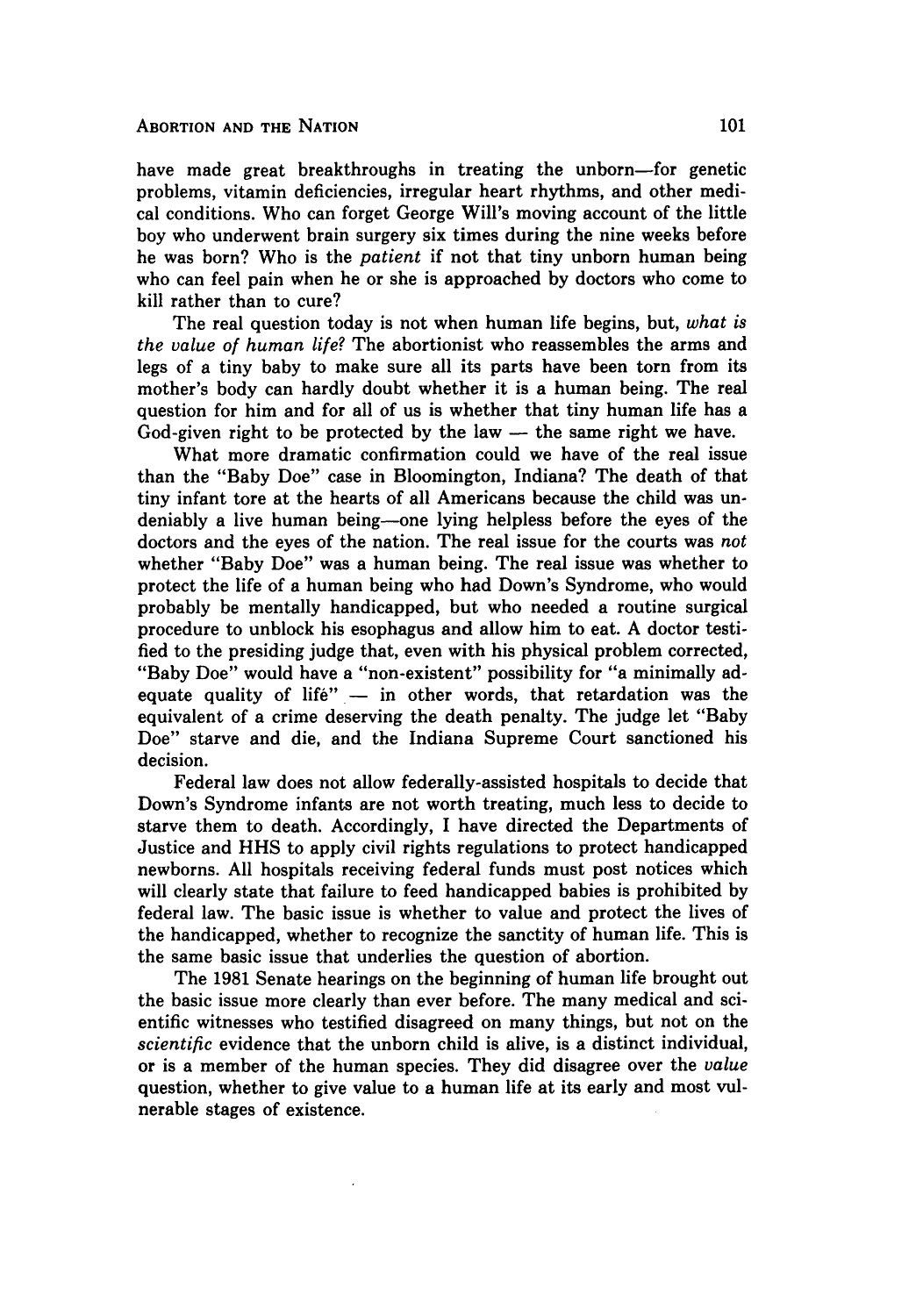have made great breakthroughs in treating the unborn—for genetic problems, vitamin deficiencies, irregular heart rhythms, and other medical conditions. Who can forget George Will's moving account of the little boy who underwent brain surgery six times during the nine weeks before he was born? Who is the *patient* if not that tiny unborn human being who can feel pain when he or she is approached by doctors who come to kill rather than to cure?

The real question today is not when human life begins, but, *what is the value of human life?* The abortionist who reassembles the arms and legs of a tiny baby to make sure all its parts have been torn from its mother's body can hardly doubt whether it is a human being. The real question for him and for all of us is whether that tiny human life has a God-given right to be protected by the law — the same right we have.

What more dramatic confirmation could we have of the real issue than the "Baby Doe" case in Bloomington, Indiana? The death of that tiny infant tore at the hearts of all Americans because the child was undeniably a live human being—one lying helpless before the eyes of the doctors and the eyes of the nation. The real issue for the courts was *not* whether "Baby Doe" was a human being. The real issue was whether to protect the life of a human being who had Down's Syndrome, who would probably be mentally handicapped, but who needed a routine surgical procedure to unblock his esophagus and allow him to eat. A doctor testified to the presiding judge that, even with his physical problem corrected, "Baby Doe" would have a "non-existent" possibility for "a minimally adequate quality of life" — in other words, that retardation was the equivalent of a crime deserving the death penalty. The judge let "Baby Doe" starve and die, and the Indiana Supreme Court sanctioned his decision.

Federal law does not allow federally-assisted hospitals to decide that Down's Syndrome infants are not worth treating, much less to decide to starve them to death. Accordingly, I have directed the Departments of Justice and HHS to apply civil rights regulations to protect handicapped newborns. All hospitals receiving federal funds must post notices which will clearly state that failure to feed handicapped babies is prohibited by federal law. The basic issue is whether to value and protect the lives of the handicapped, whether to recognize the sanctity of human life. This is the same basic issue that underlies the question of abortion.

The 1981 Senate hearings on the beginning of human life brought out the basic issue more clearly than ever before. The many medical and scientific witnesses who testified disagreed on many things, but not on the *scientific* evidence that the unborn child is alive, is a distinct individual, or is a member of the human species. They did disagree over the *value* question, whether to give value to a human life at its early and most vulnerable stages of existence.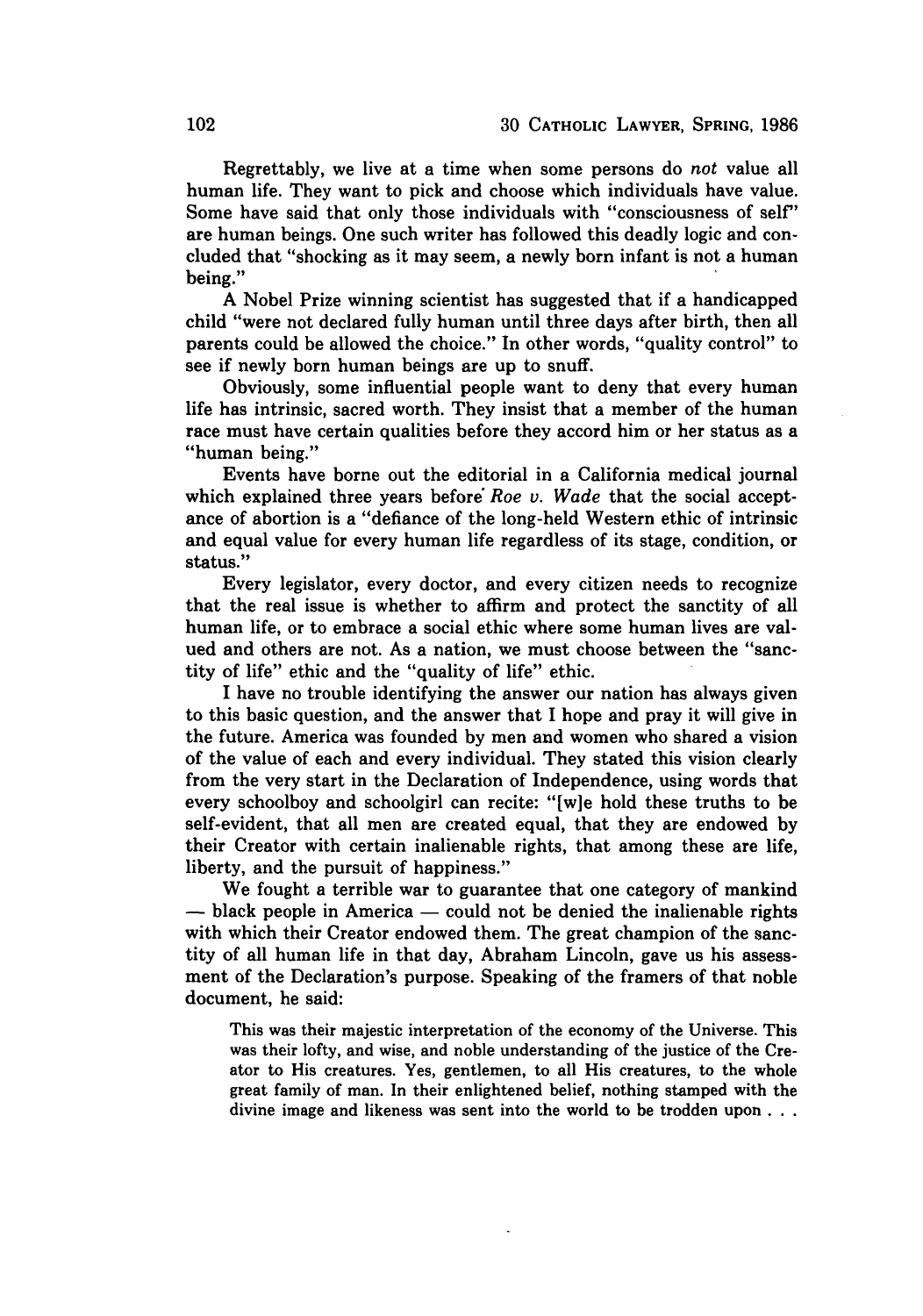Regrettably, we live at a time when some persons do *not* value all human life. They want to pick and choose which individuals have value. Some have said that only those individuals with "consciousness of self" are human beings. One such writer has followed this deadly logic and concluded that "shocking as it may seem, a newly born infant is not a human being."

A Nobel Prize winning scientist has suggested that if a handicapped child "were not declared fully human until three days after birth, then all parents could be allowed the choice." In other words, "quality control" to see if newly born human beings are up to snuff.

Obviously, some influential people want to deny that every human life has intrinsic, sacred worth. They insist that a member of the human race must have certain qualities before they accord him or her status as a "human being."

Events have borne out the editorial in a California medical journal which explained three years before *Roe v. Wade* that the social acceptance of abortion is a "defiance of the long-held Western ethic of intrinsic and equal value for every human life regardless of its stage, condition, or status."

Every legislator, every doctor, and every citizen needs to recognize that the real issue is whether to affirm and protect the sanctity of all human life, or to embrace a social ethic where some human lives are valued and others are not. As a nation, we must choose between the "sanctity of life" ethic and the "quality of life" ethic.

I have no trouble identifying the answer our nation has always given to this basic question, and the answer that I hope and pray it will give in the future. America was founded by men and women who shared a vision of the value of each and every individual. They stated this vision clearly from the very start in the Declaration of Independence, using words that every schoolboy and schoolgirl can recite: "[w]e hold these truths to be self-evident, that all men are created equal, that they are endowed by their Creator with certain inalienable rights, that among these are life, liberty, and the pursuit of happiness."

We fought a terrible war to guarantee that one category of mankind — black people in America — could not be denied the inalienable rights with which their Creator endowed them. The great champion of the sanctity of all human life in that day, Abraham Lincoln, gave us his assessment of the Declaration's purpose. Speaking of the framers of that noble document, he said:

> This was their majestic interpretation of the economy of the Universe. This was their lofty, and wise, and noble understanding of the justice of the Creator to His creatures. Yes, gentlemen, to all His creatures, to the whole great family of man. In their enlightened belief, nothing stamped with the divine image and likeness was sent into the world to be trodden upon . . .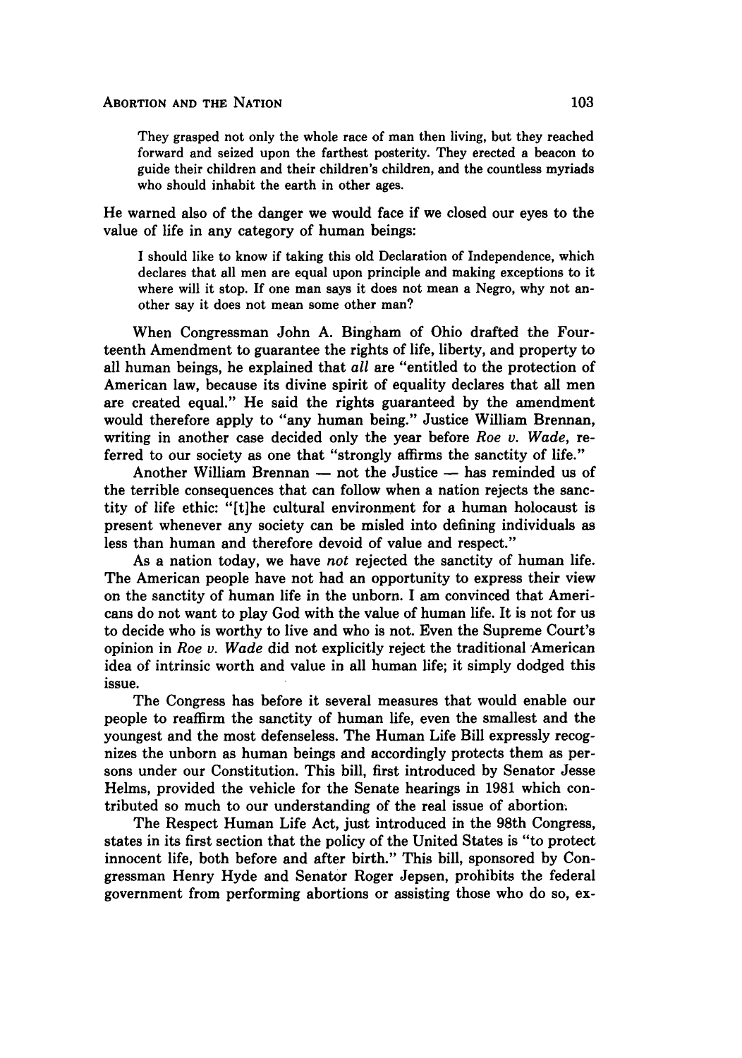> They grasped not only the whole race of man then living, but they reached forward and seized upon the farthest posterity. They erected a beacon to guide their children and their children's children, and the countless myriads who should inhabit the earth in other ages.

He warned also of the danger we would face if we closed our eyes to the value of life in any category of human beings:

> I should like to know if taking this old Declaration of Independence, which declares that all men are equal upon principle and making exceptions to it where will it stop. If one man says it does not mean a Negro, why not another say it does not mean some other man?

When Congressman John A. Bingham of Ohio drafted the Fourteenth Amendment to guarantee the rights of life, liberty, and property to all human beings, he explained that *all* are "entitled to the protection of American law, because its divine spirit of equality declares that all men are created equal." He said the rights guaranteed by the amendment would therefore apply to "any human being." Justice William Brennan, writing in another case decided only the year before *Roe v. Wade*, referred to our society as one that "strongly affirms the sanctity of life."

Another William Brennan — not the Justice — has reminded us of the terrible consequences that can follow when a nation rejects the sanctity of life ethic: "[t]he cultural environment for a human holocaust is present whenever any society can be misled into defining individuals as less than human and therefore devoid of value and respect."

As a nation today, we have *not* rejected the sanctity of human life. The American people have not had an opportunity to express their view on the sanctity of human life in the unborn. I am convinced that Americans do not want to play God with the value of human life. It is not for us to decide who is worthy to live and who is not. Even the Supreme Court's opinion in *Roe v. Wade* did not explicitly reject the traditional American idea of intrinsic worth and value in all human life; it simply dodged this issue.

The Congress has before it several measures that would enable our people to reaffirm the sanctity of human life, even the smallest and the youngest and the most defenseless. The Human Life Bill expressly recognizes the unborn as human beings and accordingly protects them as persons under our Constitution. This bill, first introduced by Senator Jesse Helms, provided the vehicle for the Senate hearings in 1981 which contributed so much to our understanding of the real issue of abortion.

The Respect Human Life Act, just introduced in the 98th Congress, states in its first section that the policy of the United States is "to protect innocent life, both before and after birth." This bill, sponsored by Congressman Henry Hyde and Senator Roger Jepsen, prohibits the federal government from performing abortions or assisting those who do so, ex-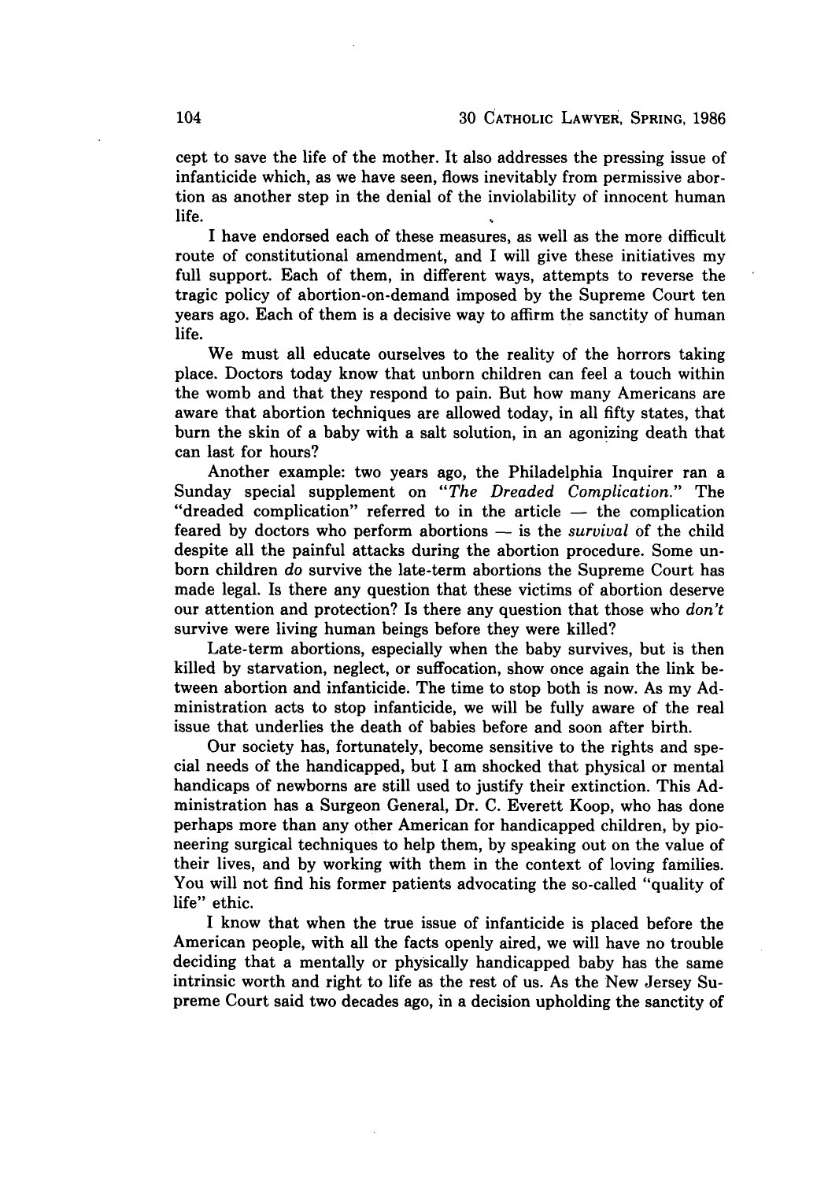cept to save the life of the mother. It also addresses the pressing issue of infanticide which, as we have seen, flows inevitably from permissive abortion as another step in the denial of the inviolability of innocent human life.

I have endorsed each of these measures, as well as the more difficult route of constitutional amendment, and I will give these initiatives my full support. Each of them, in different ways, attempts to reverse the tragic policy of abortion-on-demand imposed by the Supreme Court ten years ago. Each of them is a decisive way to affirm the sanctity of human life.

We must all educate ourselves to the reality of the horrors taking place. Doctors today know that unborn children can feel a touch within the womb and that they respond to pain. But how many Americans are aware that abortion techniques are allowed today, in all fifty states, that burn the skin of a baby with a salt solution, in an agonizing death that can last for hours?

Another example: two years ago, the Philadelphia Inquirer ran a Sunday special supplement on "*The Dreaded Complication.*" The "dreaded complication" referred to in the article — the complication feared by doctors who perform abortions — is the *survival* of the child despite all the painful attacks during the abortion procedure. Some unborn children *do* survive the late-term abortions the Supreme Court has made legal. Is there any question that these victims of abortion deserve our attention and protection? Is there any question that those who *don't* survive were living human beings before they were killed?

Late-term abortions, especially when the baby survives, but is then killed by starvation, neglect, or suffocation, show once again the link between abortion and infanticide. The time to stop both is now. As my Administration acts to stop infanticide, we will be fully aware of the real issue that underlies the death of babies before and soon after birth.

Our society has, fortunately, become sensitive to the rights and special needs of the handicapped, but I am shocked that physical or mental handicaps of newborns are still used to justify their extinction. This Administration has a Surgeon General, Dr. C. Everett Koop, who has done perhaps more than any other American for handicapped children, by pioneering surgical techniques to help them, by speaking out on the value of their lives, and by working with them in the context of loving families. You will not find his former patients advocating the so-called "quality of life" ethic.

I know that when the true issue of infanticide is placed before the American people, with all the facts openly aired, we will have no trouble deciding that a mentally or physically handicapped baby has the same intrinsic worth and right to life as the rest of us. As the New Jersey Supreme Court said two decades ago, in a decision upholding the sanctity of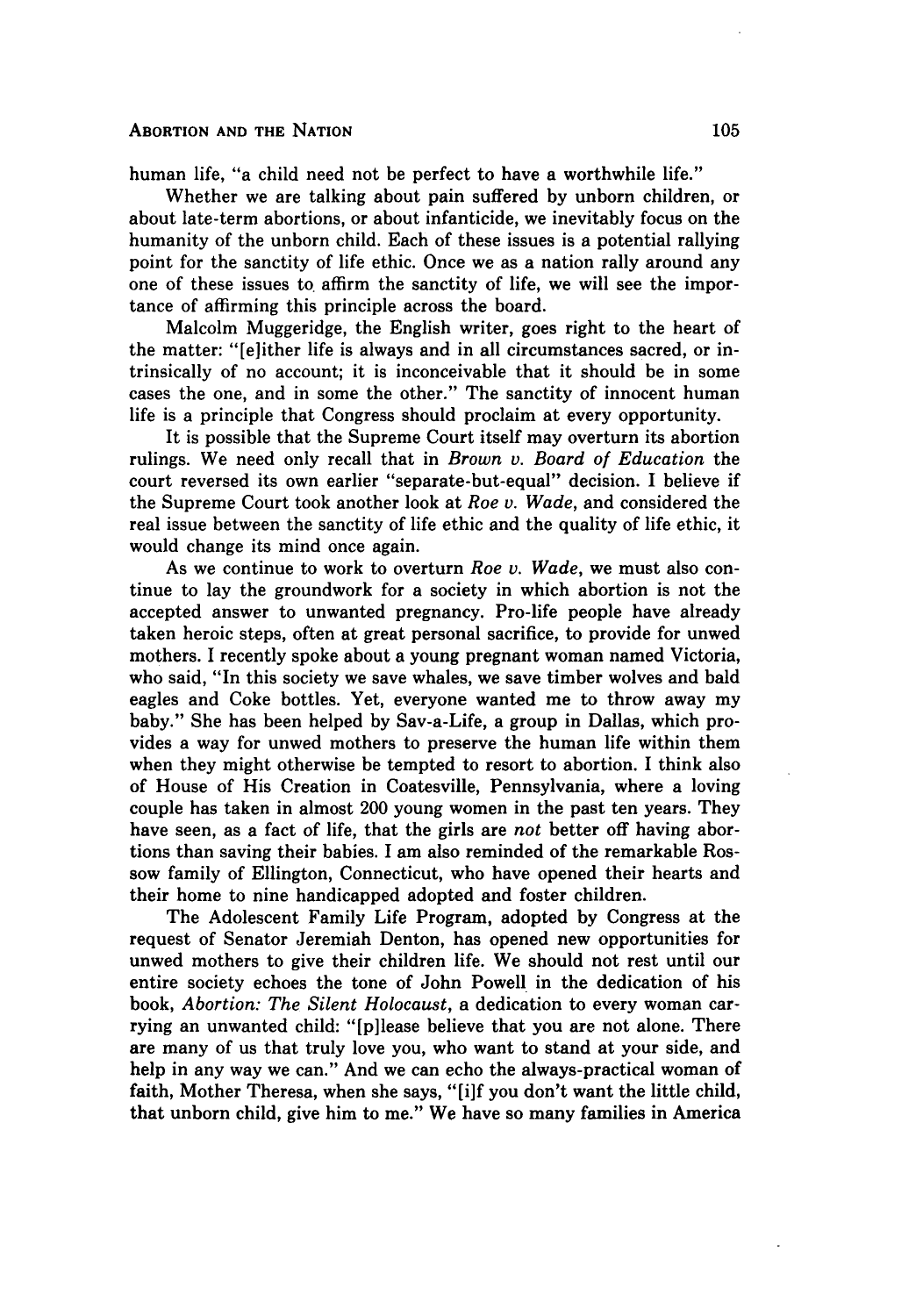human life, "a child need not be perfect to have a worthwhile life."

Whether we are talking about pain suffered by unborn children, or about late-term abortions, or about infanticide, we inevitably focus on the humanity of the unborn child. Each of these issues is a potential rallying point for the sanctity of life ethic. Once we as a nation rally around any one of these issues to affirm the sanctity of life, we will see the importance of affirming this principle across the board.

Malcolm Muggeridge, the English writer, goes right to the heart of the matter: "[e]ither life is always and in all circumstances sacred, or intrinsically of no account; it is inconceivable that it should be in some cases the one, and in some the other." The sanctity of innocent human life is a principle that Congress should proclaim at every opportunity.

It is possible that the Supreme Court itself may overturn its abortion rulings. We need only recall that in *Brown v. Board of Education* the court reversed its own earlier "separate-but-equal" decision. I believe if the Supreme Court took another look at *Roe v. Wade*, and considered the real issue between the sanctity of life ethic and the quality of life ethic, it would change its mind once again.

As we continue to work to overturn *Roe v. Wade*, we must also continue to lay the groundwork for a society in which abortion is not the accepted answer to unwanted pregnancy. Pro-life people have already taken heroic steps, often at great personal sacrifice, to provide for unwed mothers. I recently spoke about a young pregnant woman named Victoria, who said, "In this society we save whales, we save timber wolves and bald eagles and Coke bottles. Yet, everyone wanted me to throw away my baby." She has been helped by Sav-a-Life, a group in Dallas, which provides a way for unwed mothers to preserve the human life within them when they might otherwise be tempted to resort to abortion. I think also of House of His Creation in Coatesville, Pennsylvania, where a loving couple has taken in almost 200 young women in the past ten years. They have seen, as a fact of life, that the girls are *not* better off having abortions than saving their babies. I am also reminded of the remarkable Rossow family of Ellington, Connecticut, who have opened their hearts and their home to nine handicapped adopted and foster children.

The Adolescent Family Life Program, adopted by Congress at the request of Senator Jeremiah Denton, has opened new opportunities for unwed mothers to give their children life. We should not rest until our entire society echoes the tone of John Powell in the dedication of his book, *Abortion: The Silent Holocaust*, a dedication to every woman carrying an unwanted child: "[p]lease believe that you are not alone. There are many of us that truly love you, who want to stand at your side, and help in any way we can." And we can echo the always-practical woman of faith, Mother Theresa, when she says, "[i]f you don't want the little child, that unborn child, give him to me." We have so many families in America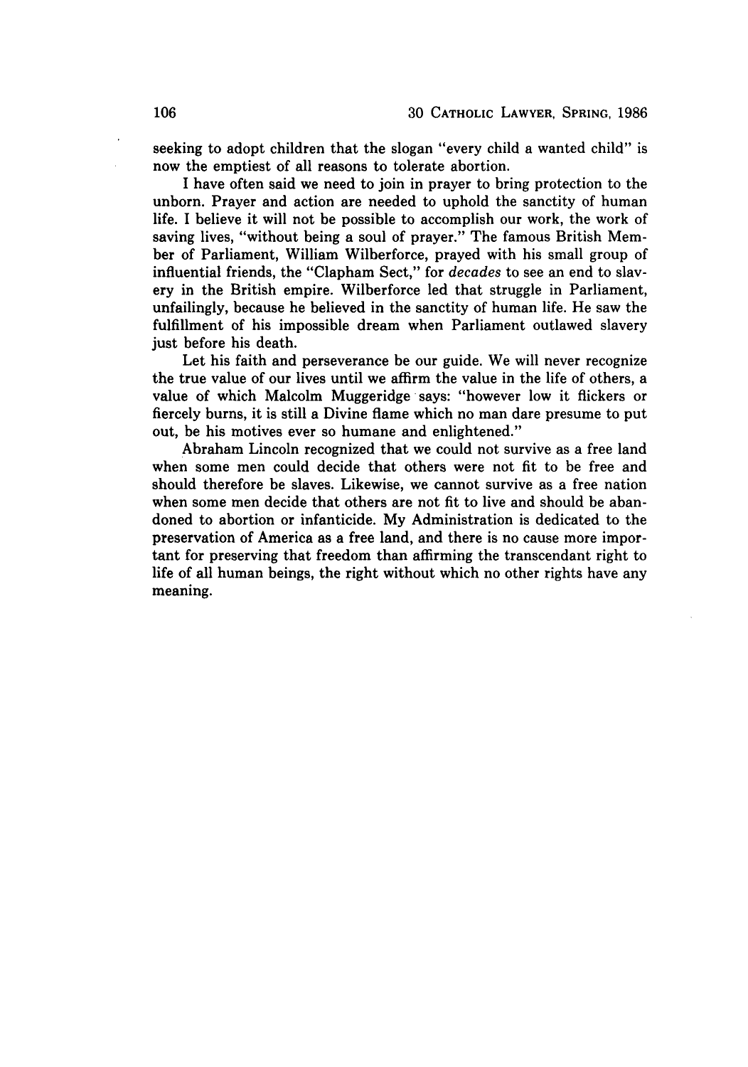seeking to adopt children that the slogan "every child a wanted child" is now the emptiest of all reasons to tolerate abortion.

I have often said we need to join in prayer to bring protection to the unborn. Prayer and action are needed to uphold the sanctity of human life. I believe it will not be possible to accomplish our work, the work of saving lives, "without being a soul of prayer." The famous British Member of Parliament, William Wilberforce, prayed with his small group of influential friends, the "Clapham Sect," for *decades* to see an end to slavery in the British empire. Wilberforce led that struggle in Parliament, unfailingly, because he believed in the sanctity of human life. He saw the fulfillment of his impossible dream when Parliament outlawed slavery just before his death.

Let his faith and perseverance be our guide. We will never recognize the true value of our lives until we affirm the value in the life of others, a value of which Malcolm Muggeridge says: "however low it flickers or fiercely burns, it is still a Divine flame which no man dare presume to put out, be his motives ever so humane and enlightened."

Abraham Lincoln recognized that we could not survive as a free land when some men could decide that others were not fit to be free and should therefore be slaves. Likewise, we cannot survive as a free nation when some men decide that others are not fit to live and should be abandoned to abortion or infanticide. My Administration is dedicated to the preservation of America as a free land, and there is no cause more important for preserving that freedom than affirming the transcendant right to life of all human beings, the right without which no other rights have any meaning.